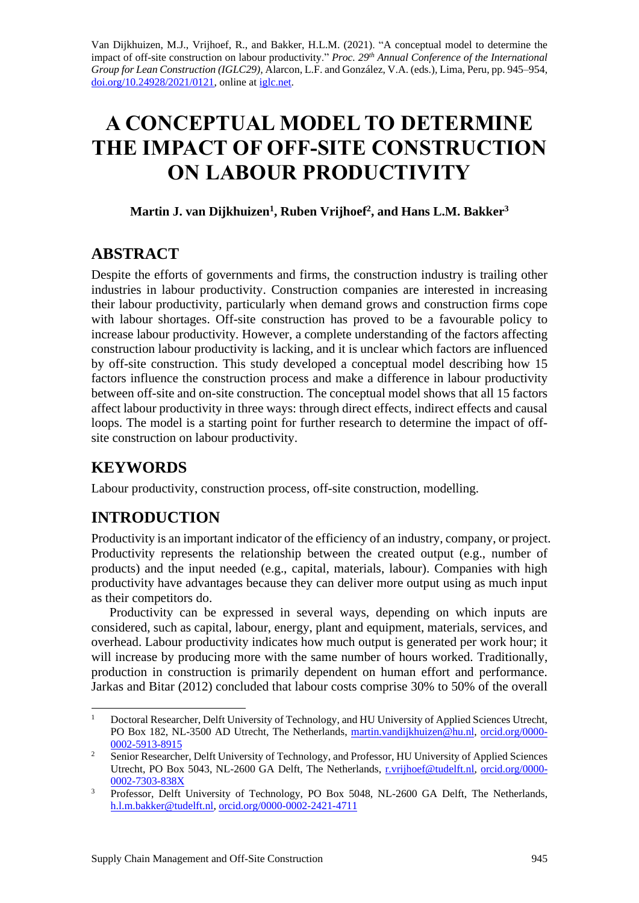Van Dijkhuizen, M.J., Vrijhoef, R., and Bakker, H.L.M. (2021). "A conceptual model to determine the impact of off-site construction on labour productivity." *Proc. 29th Annual Conference of the International Group for Lean Construction (IGLC29),* Alarcon, L.F. and González, V.A. (eds.), Lima, Peru, pp. 945–954, doi.org/10.24928/2021/0121, online at iglc.net.

# A CONCEPTUAL MODEL TO DETERMINE THE IMPACT OF OFF-SITE CONSTRUCTION ON LABOUR PRODUCTIVITY

**Martin J. van Dijkhuizen[1], Ruben Vrijhoef[2], and Hans L.M. Bakker[3]**

## ABSTRACT

Despite the efforts of governments and firms, the construction industry is trailing other industries in labour productivity. Construction companies are interested in increasing their labour productivity, particularly when demand grows and construction firms cope with labour shortages. Off-site construction has proved to be a favourable policy to increase labour productivity. However, a complete understanding of the factors affecting construction labour productivity is lacking, and it is unclear which factors are influenced by off-site construction. This study developed a conceptual model describing how 15 factors influence the construction process and make a difference in labour productivity between off-site and on-site construction. The conceptual model shows that all 15 factors affect labour productivity in three ways: through direct effects, indirect effects and causal loops. The model is a starting point for further research to determine the impact of off-site construction on labour productivity.

## KEYWORDS

Labour productivity, construction process, off-site construction, modelling.

## INTRODUCTION

Productivity is an important indicator of the efficiency of an industry, company, or project. Productivity represents the relationship between the created output (e.g., number of products) and the input needed (e.g., capital, materials, labour). Companies with high productivity have advantages because they can deliver more output using as much input as their competitors do.

Productivity can be expressed in several ways, depending on which inputs are considered, such as capital, labour, energy, plant and equipment, materials, services, and overhead. Labour productivity indicates how much output is generated per work hour; it will increase by producing more with the same number of hours worked. Traditionally, production in construction is primarily dependent on human effort and performance. Jarkas and Bitar (2012) concluded that labour costs comprise 30% to 50% of the overall

---

[1] Doctoral Researcher, Delft University of Technology, and HU University of Applied Sciences Utrecht, PO Box 182, NL-3500 AD Utrecht, The Netherlands, martin.vandijkhuizen@hu.nl, orcid.org/0000-0002-5913-8915

[2] Senior Researcher, Delft University of Technology, and Professor, HU University of Applied Sciences Utrecht, PO Box 5043, NL-2600 GA Delft, The Netherlands, r.vrijhoef@tudelft.nl, orcid.org/0000-0002-7303-838X

[3] Professor, Delft University of Technology, PO Box 5048, NL-2600 GA Delft, The Netherlands, h.l.m.bakker@tudelft.nl, orcid.org/0000-0002-2421-4711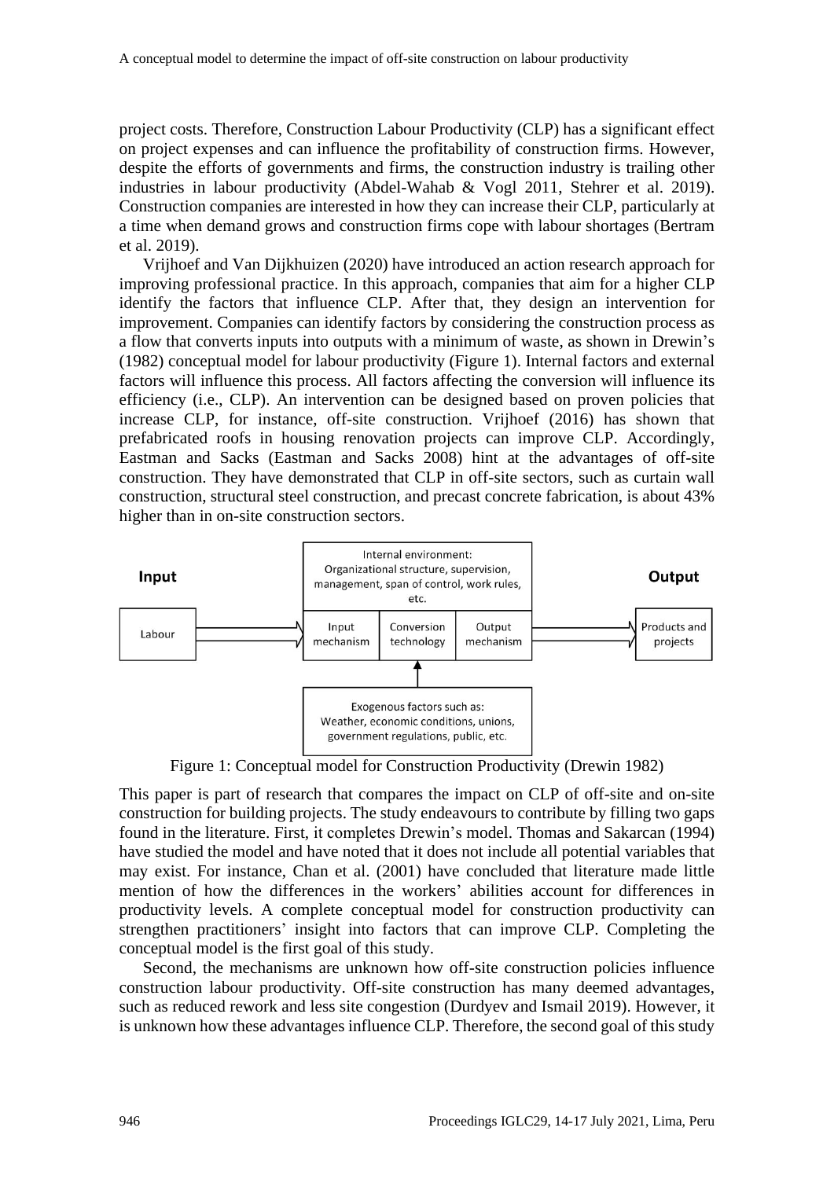project costs. Therefore, Construction Labour Productivity (CLP) has a significant effect on project expenses and can influence the profitability of construction firms. However, despite the efforts of governments and firms, the construction industry is trailing other industries in labour productivity (Abdel-Wahab & Vogl 2011, Stehrer et al. 2019). Construction companies are interested in how they can increase their CLP, particularly at a time when demand grows and construction firms cope with labour shortages (Bertram et al. 2019).

Vrijhoef and Van Dijkhuizen (2020) have introduced an action research approach for improving professional practice. In this approach, companies that aim for a higher CLP identify the factors that influence CLP. After that, they design an intervention for improvement. Companies can identify factors by considering the construction process as a flow that converts inputs into outputs with a minimum of waste, as shown in Drewin's (1982) conceptual model for labour productivity (Figure 1). Internal factors and external factors will influence this process. All factors affecting the conversion will influence its efficiency (i.e., CLP). An intervention can be designed based on proven policies that increase CLP, for instance, off-site construction. Vrijhoef (2016) has shown that prefabricated roofs in housing renovation projects can improve CLP. Accordingly, Eastman and Sacks (Eastman and Sacks 2008) hint at the advantages of off-site construction. They have demonstrated that CLP in off-site sectors, such as curtain wall construction, structural steel construction, and precast concrete fabrication, is about 43% higher than in on-site construction sectors.

**Input** — Labour → Input mechanism | Conversion technology | Output mechanism → **Output** — Products and projects

Internal environment: Organizational structure, supervision, management, span of control, work rules, etc.

Exogenous factors such as: Weather, economic conditions, unions, government regulations, public, etc.

Figure 1: Conceptual model for Construction Productivity (Drewin 1982)

This paper is part of research that compares the impact on CLP of off-site and on-site construction for building projects. The study endeavours to contribute by filling two gaps found in the literature. First, it completes Drewin's model. Thomas and Sakarcan (1994) have studied the model and have noted that it does not include all potential variables that may exist. For instance, Chan et al. (2001) have concluded that literature made little mention of how the differences in the workers' abilities account for differences in productivity levels. A complete conceptual model for construction productivity can strengthen practitioners' insight into factors that can improve CLP. Completing the conceptual model is the first goal of this study.

Second, the mechanisms are unknown how off-site construction policies influence construction labour productivity. Off-site construction has many deemed advantages, such as reduced rework and less site congestion (Durdyev and Ismail 2019). However, it is unknown how these advantages influence CLP. Therefore, the second goal of this study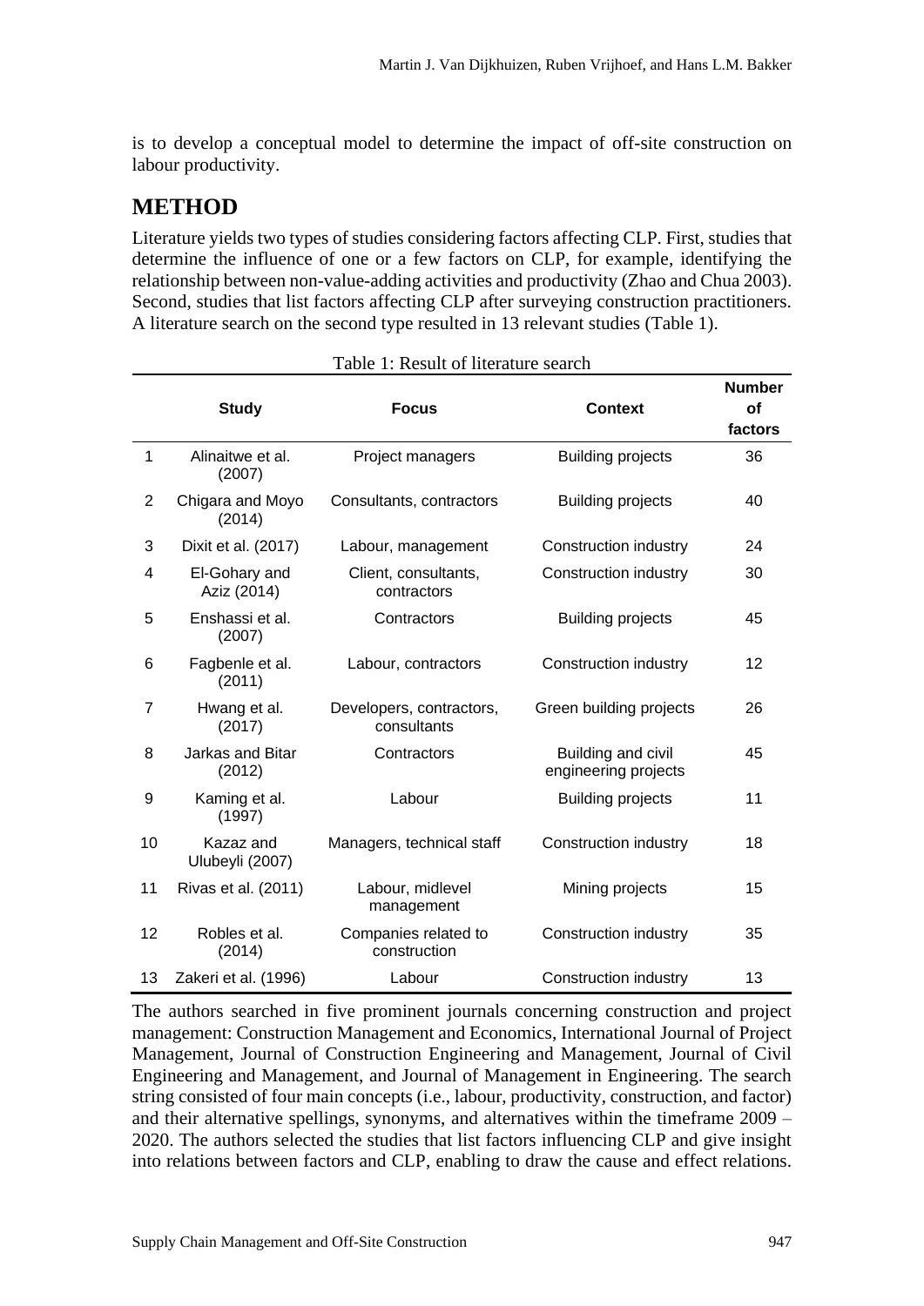is to develop a conceptual model to determine the impact of off-site construction on labour productivity.

## METHOD

Literature yields two types of studies considering factors affecting CLP. First, studies that determine the influence of one or a few factors on CLP, for example, identifying the relationship between non-value-adding activities and productivity (Zhao and Chua 2003). Second, studies that list factors affecting CLP after surveying construction practitioners. A literature search on the second type resulted in 13 relevant studies (Table 1).

Table 1: Result of literature search

| | Study | Focus | Context | Number of factors |
|---|---|---|---|---|
| 1 | Alinaitwe et al. (2007) | Project managers | Building projects | 36 |
| 2 | Chigara and Moyo (2014) | Consultants, contractors | Building projects | 40 |
| 3 | Dixit et al. (2017) | Labour, management | Construction industry | 24 |
| 4 | El-Gohary and Aziz (2014) | Client, consultants, contractors | Construction industry | 30 |
| 5 | Enshassi et al. (2007) | Contractors | Building projects | 45 |
| 6 | Fagbenle et al. (2011) | Labour, contractors | Construction industry | 12 |
| 7 | Hwang et al. (2017) | Developers, contractors, consultants | Green building projects | 26 |
| 8 | Jarkas and Bitar (2012) | Contractors | Building and civil engineering projects | 45 |
| 9 | Kaming et al. (1997) | Labour | Building projects | 11 |
| 10 | Kazaz and Ulubeyli (2007) | Managers, technical staff | Construction industry | 18 |
| 11 | Rivas et al. (2011) | Labour, midlevel management | Mining projects | 15 |
| 12 | Robles et al. (2014) | Companies related to construction | Construction industry | 35 |
| 13 | Zakeri et al. (1996) | Labour | Construction industry | 13 |

The authors searched in five prominent journals concerning construction and project management: Construction Management and Economics, International Journal of Project Management, Journal of Construction Engineering and Management, Journal of Civil Engineering and Management, and Journal of Management in Engineering. The search string consisted of four main concepts (i.e., labour, productivity, construction, and factor) and their alternative spellings, synonyms, and alternatives within the timeframe 2009 – 2020. The authors selected the studies that list factors influencing CLP and give insight into relations between factors and CLP, enabling to draw the cause and effect relations.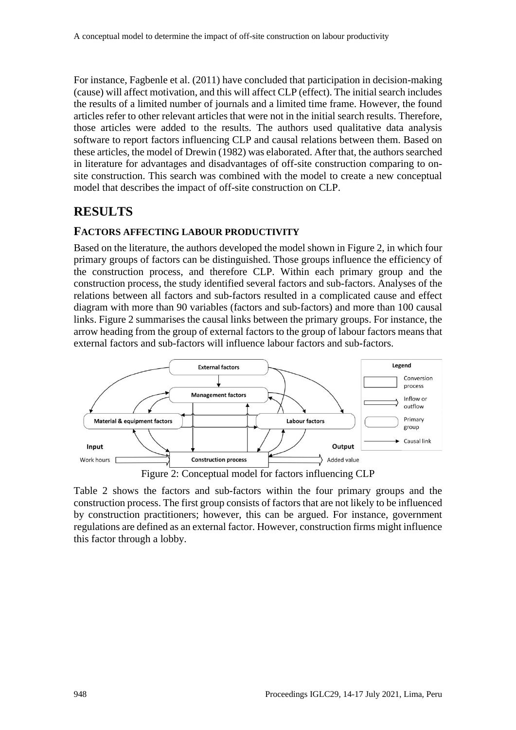For instance, Fagbenle et al. (2011) have concluded that participation in decision-making (cause) will affect motivation, and this will affect CLP (effect). The initial search includes the results of a limited number of journals and a limited time frame. However, the found articles refer to other relevant articles that were not in the initial search results. Therefore, those articles were added to the results. The authors used qualitative data analysis software to report factors influencing CLP and causal relations between them. Based on these articles, the model of Drewin (1982) was elaborated. After that, the authors searched in literature for advantages and disadvantages of off-site construction comparing to on-site construction. This search was combined with the model to create a new conceptual model that describes the impact of off-site construction on CLP.

# RESULTS

## FACTORS AFFECTING LABOUR PRODUCTIVITY

Based on the literature, the authors developed the model shown in Figure 2, in which four primary groups of factors can be distinguished. Those groups influence the efficiency of the construction process, and therefore CLP. Within each primary group and the construction process, the study identified several factors and sub-factors. Analyses of the relations between all factors and sub-factors resulted in a complicated cause and effect diagram with more than 90 variables (factors and sub-factors) and more than 100 causal links. Figure 2 summarises the causal links between the primary groups. For instance, the arrow heading from the group of external factors to the group of labour factors means that external factors and sub-factors will influence labour factors and sub-factors.

Figure 2: Conceptual model for factors influencing CLP

Table 2 shows the factors and sub-factors within the four primary groups and the construction process. The first group consists of factors that are not likely to be influenced by construction practitioners; however, this can be argued. For instance, government regulations are defined as an external factor. However, construction firms might influence this factor through a lobby.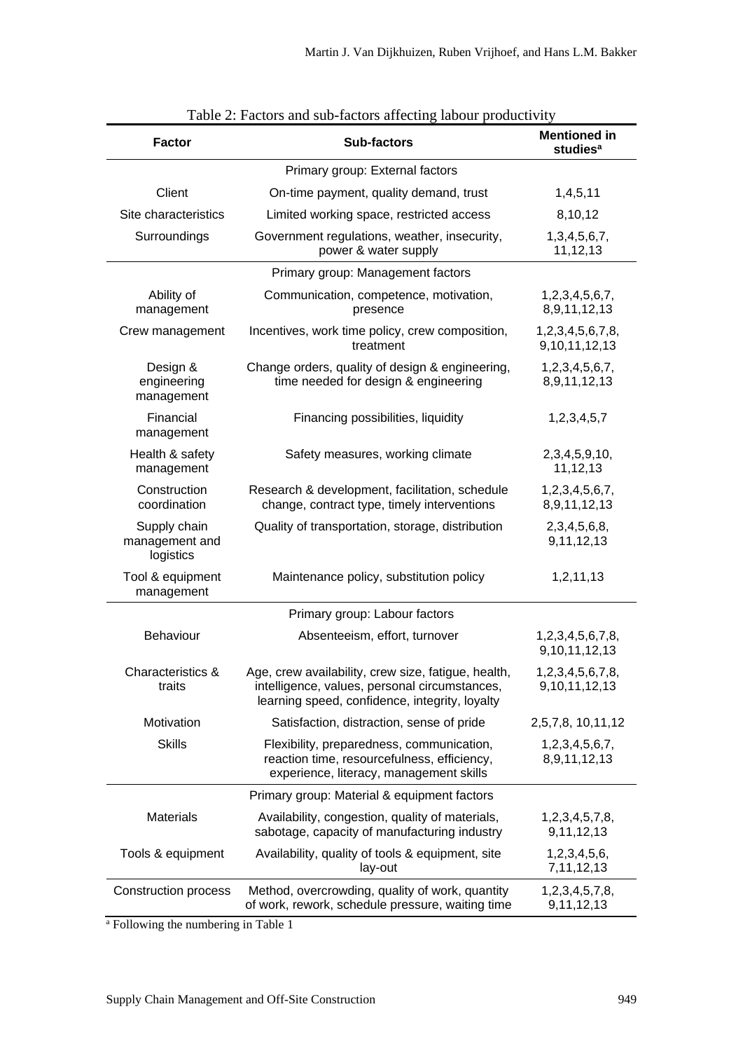Table 2: Factors and sub-factors affecting labour productivity

| Factor | Sub-factors | Mentioned in studies[a] |
|---|---|---|
| | Primary group: External factors | |
| Client | On-time payment, quality demand, trust | 1,4,5,11 |
| Site characteristics | Limited working space, restricted access | 8,10,12 |
| Surroundings | Government regulations, weather, insecurity, power & water supply | 1,3,4,5,6,7, 11,12,13 |
| | Primary group: Management factors | |
| Ability of management | Communication, competence, motivation, presence | 1,2,3,4,5,6,7, 8,9,11,12,13 |
| Crew management | Incentives, work time policy, crew composition, treatment | 1,2,3,4,5,6,7,8, 9,10,11,12,13 |
| Design & engineering management | Change orders, quality of design & engineering, time needed for design & engineering | 1,2,3,4,5,6,7, 8,9,11,12,13 |
| Financial management | Financing possibilities, liquidity | 1,2,3,4,5,7 |
| Health & safety management | Safety measures, working climate | 2,3,4,5,9,10, 11,12,13 |
| Construction coordination | Research & development, facilitation, schedule change, contract type, timely interventions | 1,2,3,4,5,6,7, 8,9,11,12,13 |
| Supply chain management and logistics | Quality of transportation, storage, distribution | 2,3,4,5,6,8, 9,11,12,13 |
| Tool & equipment management | Maintenance policy, substitution policy | 1,2,11,13 |
| | Primary group: Labour factors | |
| Behaviour | Absenteeism, effort, turnover | 1,2,3,4,5,6,7,8, 9,10,11,12,13 |
| Characteristics & traits | Age, crew availability, crew size, fatigue, health, intelligence, values, personal circumstances, learning speed, confidence, integrity, loyalty | 1,2,3,4,5,6,7,8, 9,10,11,12,13 |
| Motivation | Satisfaction, distraction, sense of pride | 2,5,7,8, 10,11,12 |
| Skills | Flexibility, preparedness, communication, reaction time, resourcefulness, efficiency, experience, literacy, management skills | 1,2,3,4,5,6,7, 8,9,11,12,13 |
| | Primary group: Material & equipment factors | |
| Materials | Availability, congestion, quality of materials, sabotage, capacity of manufacturing industry | 1,2,3,4,5,7,8, 9,11,12,13 |
| Tools & equipment | Availability, quality of tools & equipment, site lay-out | 1,2,3,4,5,6, 7,11,12,13 |
| Construction process | Method, overcrowding, quality of work, quantity of work, rework, schedule pressure, waiting time | 1,2,3,4,5,7,8, 9,11,12,13 |

[a] Following the numbering in Table 1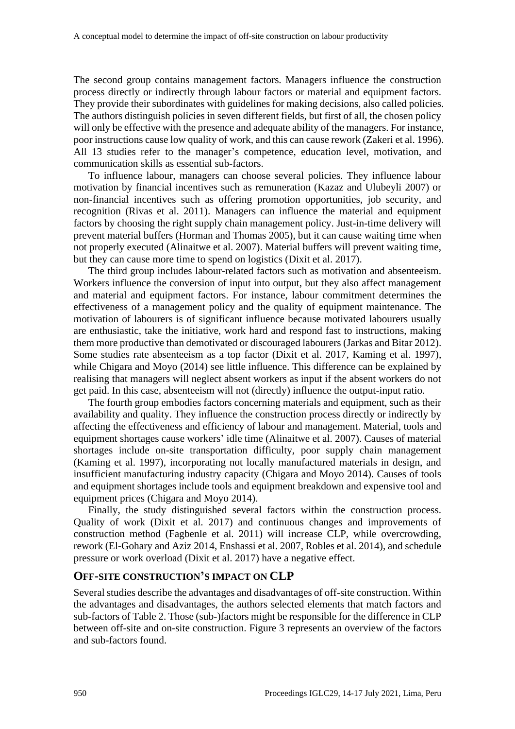The second group contains management factors. Managers influence the construction process directly or indirectly through labour factors or material and equipment factors. They provide their subordinates with guidelines for making decisions, also called policies. The authors distinguish policies in seven different fields, but first of all, the chosen policy will only be effective with the presence and adequate ability of the managers. For instance, poor instructions cause low quality of work, and this can cause rework (Zakeri et al. 1996). All 13 studies refer to the manager's competence, education level, motivation, and communication skills as essential sub-factors.

To influence labour, managers can choose several policies. They influence labour motivation by financial incentives such as remuneration (Kazaz and Ulubeyli 2007) or non-financial incentives such as offering promotion opportunities, job security, and recognition (Rivas et al. 2011). Managers can influence the material and equipment factors by choosing the right supply chain management policy. Just-in-time delivery will prevent material buffers (Horman and Thomas 2005), but it can cause waiting time when not properly executed (Alinaitwe et al. 2007). Material buffers will prevent waiting time, but they can cause more time to spend on logistics (Dixit et al. 2017).

The third group includes labour-related factors such as motivation and absenteeism. Workers influence the conversion of input into output, but they also affect management and material and equipment factors. For instance, labour commitment determines the effectiveness of a management policy and the quality of equipment maintenance. The motivation of labourers is of significant influence because motivated labourers usually are enthusiastic, take the initiative, work hard and respond fast to instructions, making them more productive than demotivated or discouraged labourers (Jarkas and Bitar 2012). Some studies rate absenteeism as a top factor (Dixit et al. 2017, Kaming et al. 1997), while Chigara and Moyo (2014) see little influence. This difference can be explained by realising that managers will neglect absent workers as input if the absent workers do not get paid. In this case, absenteeism will not (directly) influence the output-input ratio.

The fourth group embodies factors concerning materials and equipment, such as their availability and quality. They influence the construction process directly or indirectly by affecting the effectiveness and efficiency of labour and management. Material, tools and equipment shortages cause workers' idle time (Alinaitwe et al. 2007). Causes of material shortages include on-site transportation difficulty, poor supply chain management (Kaming et al. 1997), incorporating not locally manufactured materials in design, and insufficient manufacturing industry capacity (Chigara and Moyo 2014). Causes of tools and equipment shortages include tools and equipment breakdown and expensive tool and equipment prices (Chigara and Moyo 2014).

Finally, the study distinguished several factors within the construction process. Quality of work (Dixit et al. 2017) and continuous changes and improvements of construction method (Fagbenle et al. 2011) will increase CLP, while overcrowding, rework (El-Gohary and Aziz 2014, Enshassi et al. 2007, Robles et al. 2014), and schedule pressure or work overload (Dixit et al. 2017) have a negative effect.

## OFF-SITE CONSTRUCTION'S IMPACT ON CLP

Several studies describe the advantages and disadvantages of off-site construction. Within the advantages and disadvantages, the authors selected elements that match factors and sub-factors of Table 2. Those (sub-)factors might be responsible for the difference in CLP between off-site and on-site construction. Figure 3 represents an overview of the factors and sub-factors found.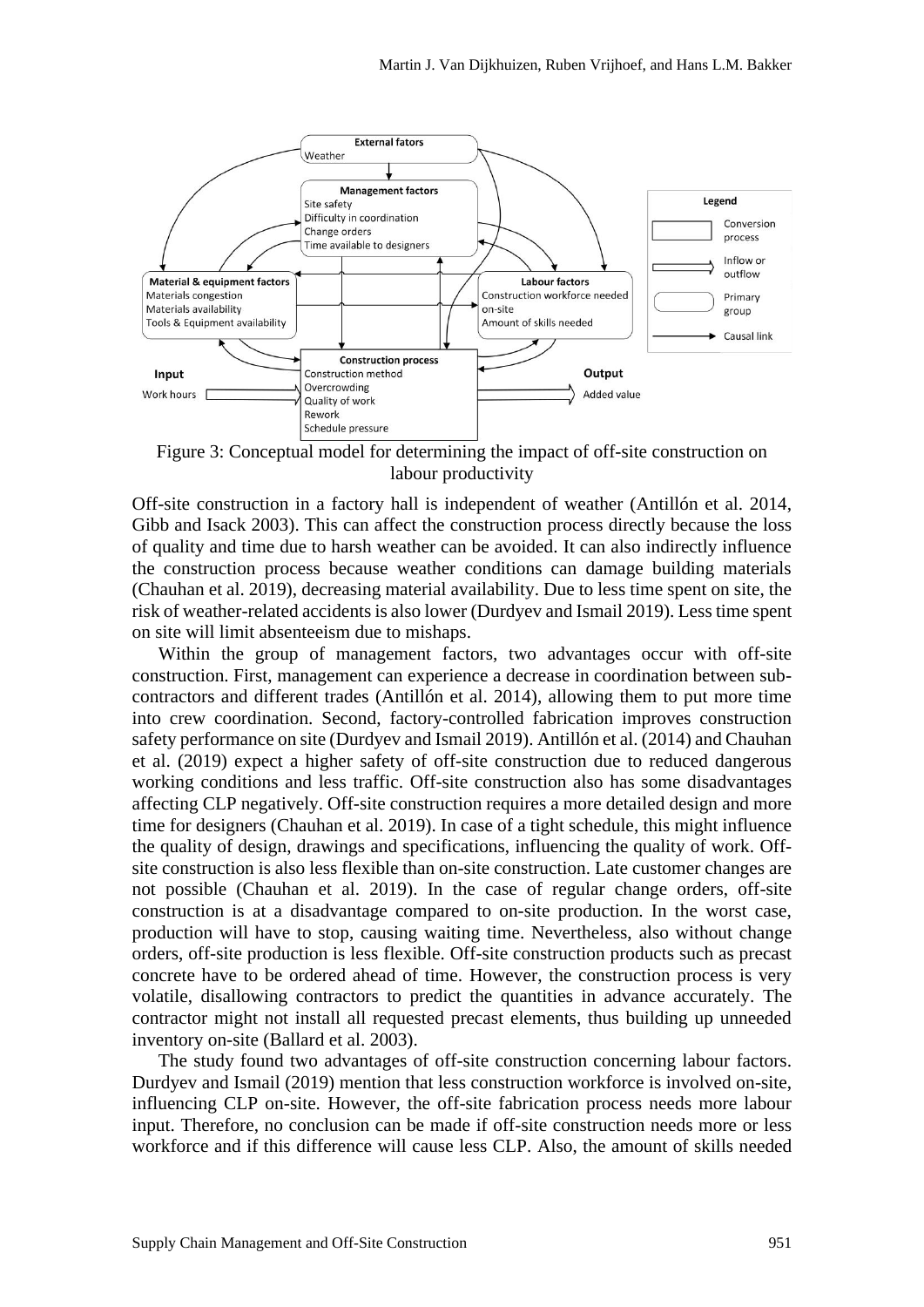Figure 3: Conceptual model for determining the impact of off-site construction on labour productivity

Off-site construction in a factory hall is independent of weather (Antillón et al. 2014, Gibb and Isack 2003). This can affect the construction process directly because the loss of quality and time due to harsh weather can be avoided. It can also indirectly influence the construction process because weather conditions can damage building materials (Chauhan et al. 2019), decreasing material availability. Due to less time spent on site, the risk of weather-related accidents is also lower (Durdyev and Ismail 2019). Less time spent on site will limit absenteeism due to mishaps.

Within the group of management factors, two advantages occur with off-site construction. First, management can experience a decrease in coordination between sub-contractors and different trades (Antillón et al. 2014), allowing them to put more time into crew coordination. Second, factory-controlled fabrication improves construction safety performance on site (Durdyev and Ismail 2019). Antillón et al. (2014) and Chauhan et al. (2019) expect a higher safety of off-site construction due to reduced dangerous working conditions and less traffic. Off-site construction also has some disadvantages affecting CLP negatively. Off-site construction requires a more detailed design and more time for designers (Chauhan et al. 2019). In case of a tight schedule, this might influence the quality of design, drawings and specifications, influencing the quality of work. Off-site construction is also less flexible than on-site construction. Late customer changes are not possible (Chauhan et al. 2019). In the case of regular change orders, off-site construction is at a disadvantage compared to on-site production. In the worst case, production will have to stop, causing waiting time. Nevertheless, also without change orders, off-site production is less flexible. Off-site construction products such as precast concrete have to be ordered ahead of time. However, the construction process is very volatile, disallowing contractors to predict the quantities in advance accurately. The contractor might not install all requested precast elements, thus building up unneeded inventory on-site (Ballard et al. 2003).

The study found two advantages of off-site construction concerning labour factors. Durdyev and Ismail (2019) mention that less construction workforce is involved on-site, influencing CLP on-site. However, the off-site fabrication process needs more labour input. Therefore, no conclusion can be made if off-site construction needs more or less workforce and if this difference will cause less CLP. Also, the amount of skills needed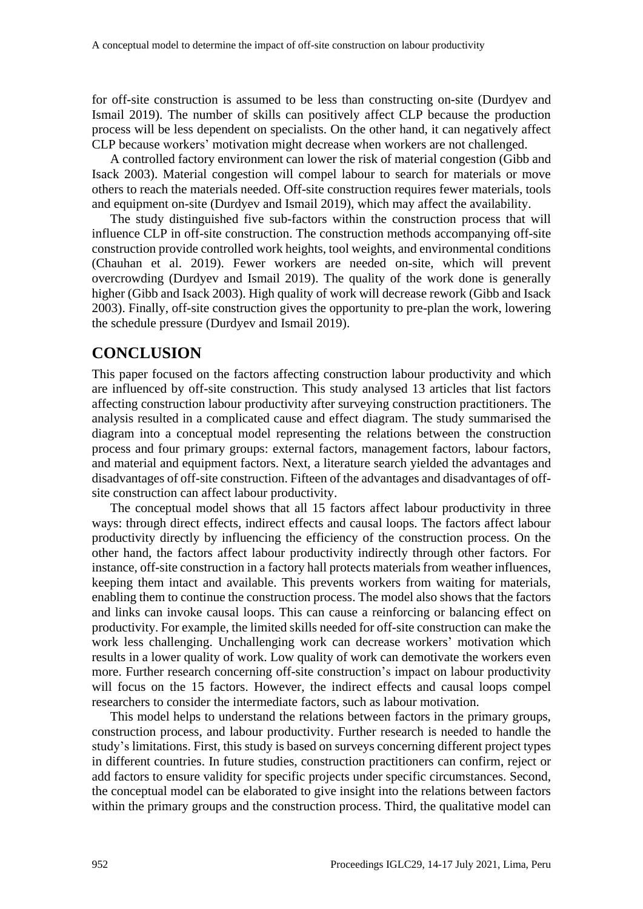for off-site construction is assumed to be less than constructing on-site (Durdyev and Ismail 2019). The number of skills can positively affect CLP because the production process will be less dependent on specialists. On the other hand, it can negatively affect CLP because workers' motivation might decrease when workers are not challenged.

A controlled factory environment can lower the risk of material congestion (Gibb and Isack 2003). Material congestion will compel labour to search for materials or move others to reach the materials needed. Off-site construction requires fewer materials, tools and equipment on-site (Durdyev and Ismail 2019), which may affect the availability.

The study distinguished five sub-factors within the construction process that will influence CLP in off-site construction. The construction methods accompanying off-site construction provide controlled work heights, tool weights, and environmental conditions (Chauhan et al. 2019). Fewer workers are needed on-site, which will prevent overcrowding (Durdyev and Ismail 2019). The quality of the work done is generally higher (Gibb and Isack 2003). High quality of work will decrease rework (Gibb and Isack 2003). Finally, off-site construction gives the opportunity to pre-plan the work, lowering the schedule pressure (Durdyev and Ismail 2019).

## CONCLUSION

This paper focused on the factors affecting construction labour productivity and which are influenced by off-site construction. This study analysed 13 articles that list factors affecting construction labour productivity after surveying construction practitioners. The analysis resulted in a complicated cause and effect diagram. The study summarised the diagram into a conceptual model representing the relations between the construction process and four primary groups: external factors, management factors, labour factors, and material and equipment factors. Next, a literature search yielded the advantages and disadvantages of off-site construction. Fifteen of the advantages and disadvantages of off-site construction can affect labour productivity.

The conceptual model shows that all 15 factors affect labour productivity in three ways: through direct effects, indirect effects and causal loops. The factors affect labour productivity directly by influencing the efficiency of the construction process. On the other hand, the factors affect labour productivity indirectly through other factors. For instance, off-site construction in a factory hall protects materials from weather influences, keeping them intact and available. This prevents workers from waiting for materials, enabling them to continue the construction process. The model also shows that the factors and links can invoke causal loops. This can cause a reinforcing or balancing effect on productivity. For example, the limited skills needed for off-site construction can make the work less challenging. Unchallenging work can decrease workers' motivation which results in a lower quality of work. Low quality of work can demotivate the workers even more. Further research concerning off-site construction's impact on labour productivity will focus on the 15 factors. However, the indirect effects and causal loops compel researchers to consider the intermediate factors, such as labour motivation.

This model helps to understand the relations between factors in the primary groups, construction process, and labour productivity. Further research is needed to handle the study's limitations. First, this study is based on surveys concerning different project types in different countries. In future studies, construction practitioners can confirm, reject or add factors to ensure validity for specific projects under specific circumstances. Second, the conceptual model can be elaborated to give insight into the relations between factors within the primary groups and the construction process. Third, the qualitative model can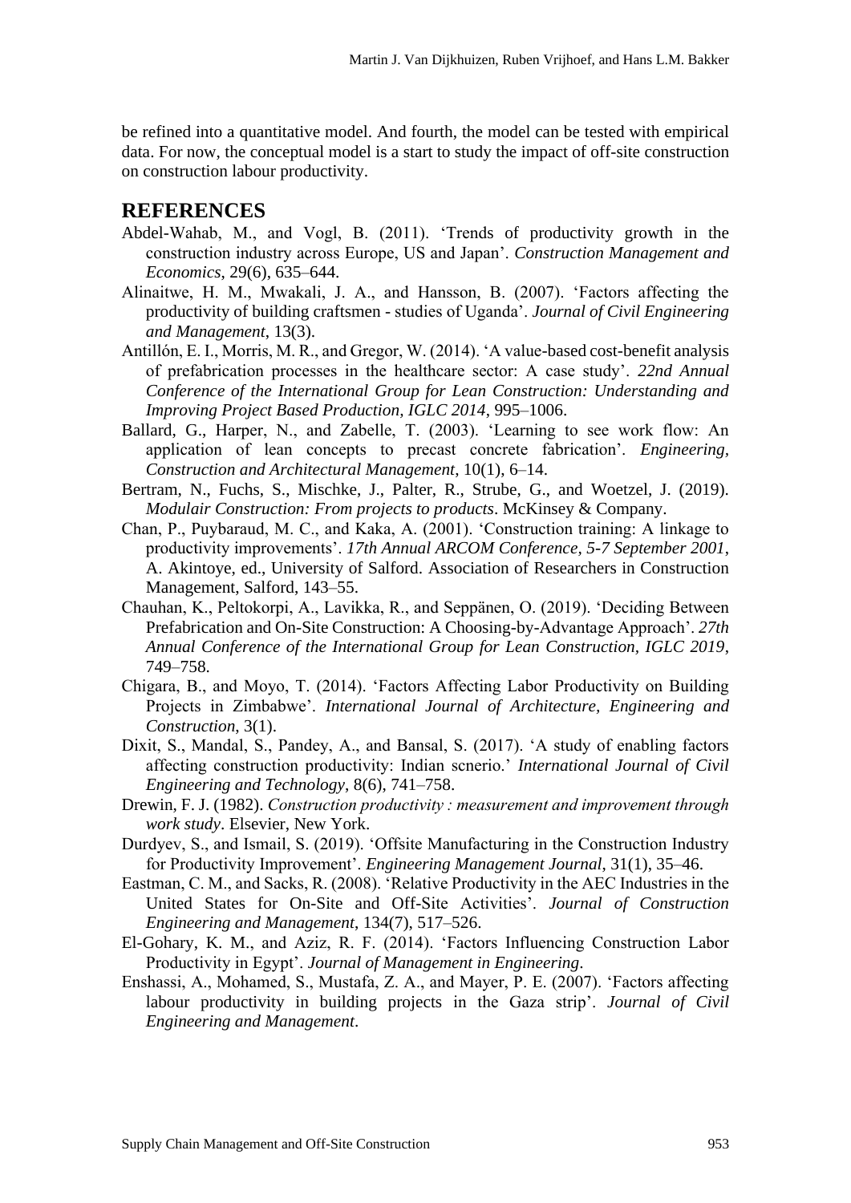be refined into a quantitative model. And fourth, the model can be tested with empirical data. For now, the conceptual model is a start to study the impact of off-site construction on construction labour productivity.

## REFERENCES

Abdel-Wahab, M., and Vogl, B. (2011). 'Trends of productivity growth in the construction industry across Europe, US and Japan'. *Construction Management and Economics*, 29(6), 635–644.

Alinaitwe, H. M., Mwakali, J. A., and Hansson, B. (2007). 'Factors affecting the productivity of building craftsmen - studies of Uganda'. *Journal of Civil Engineering and Management*, 13(3).

Antillón, E. I., Morris, M. R., and Gregor, W. (2014). 'A value-based cost-benefit analysis of prefabrication processes in the healthcare sector: A case study'. *22nd Annual Conference of the International Group for Lean Construction: Understanding and Improving Project Based Production, IGLC 2014*, 995–1006.

Ballard, G., Harper, N., and Zabelle, T. (2003). 'Learning to see work flow: An application of lean concepts to precast concrete fabrication'. *Engineering, Construction and Architectural Management*, 10(1), 6–14.

Bertram, N., Fuchs, S., Mischke, J., Palter, R., Strube, G., and Woetzel, J. (2019). *Modulair Construction: From projects to products*. McKinsey & Company.

Chan, P., Puybaraud, M. C., and Kaka, A. (2001). 'Construction training: A linkage to productivity improvements'. *17th Annual ARCOM Conference, 5-7 September 2001*, A. Akintoye, ed., University of Salford. Association of Researchers in Construction Management, Salford, 143–55.

Chauhan, K., Peltokorpi, A., Lavikka, R., and Seppänen, O. (2019). 'Deciding Between Prefabrication and On-Site Construction: A Choosing-by-Advantage Approach'. *27th Annual Conference of the International Group for Lean Construction, IGLC 2019*, 749–758.

Chigara, B., and Moyo, T. (2014). 'Factors Affecting Labor Productivity on Building Projects in Zimbabwe'. *International Journal of Architecture, Engineering and Construction*, 3(1).

Dixit, S., Mandal, S., Pandey, A., and Bansal, S. (2017). 'A study of enabling factors affecting construction productivity: Indian scnerio.' *International Journal of Civil Engineering and Technology*, 8(6), 741–758.

Drewin, F. J. (1982). *Construction productivity : measurement and improvement through work study*. Elsevier, New York.

Durdyev, S., and Ismail, S. (2019). 'Offsite Manufacturing in the Construction Industry for Productivity Improvement'. *Engineering Management Journal*, 31(1), 35–46.

Eastman, C. M., and Sacks, R. (2008). 'Relative Productivity in the AEC Industries in the United States for On-Site and Off-Site Activities'. *Journal of Construction Engineering and Management*, 134(7), 517–526.

El-Gohary, K. M., and Aziz, R. F. (2014). 'Factors Influencing Construction Labor Productivity in Egypt'. *Journal of Management in Engineering*.

Enshassi, A., Mohamed, S., Mustafa, Z. A., and Mayer, P. E. (2007). 'Factors affecting labour productivity in building projects in the Gaza strip'. *Journal of Civil Engineering and Management*.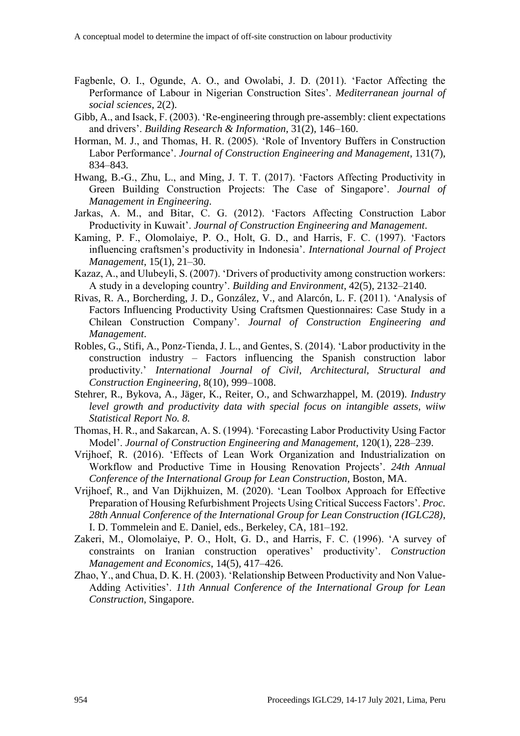Fagbenle, O. I., Ogunde, A. O., and Owolabi, J. D. (2011). 'Factor Affecting the Performance of Labour in Nigerian Construction Sites'. *Mediterranean journal of social sciences*, 2(2).

Gibb, A., and Isack, F. (2003). 'Re-engineering through pre-assembly: client expectations and drivers'. *Building Research & Information*, 31(2), 146–160.

Horman, M. J., and Thomas, H. R. (2005). 'Role of Inventory Buffers in Construction Labor Performance'. *Journal of Construction Engineering and Management*, 131(7), 834–843.

Hwang, B.-G., Zhu, L., and Ming, J. T. T. (2017). 'Factors Affecting Productivity in Green Building Construction Projects: The Case of Singapore'. *Journal of Management in Engineering*.

Jarkas, A. M., and Bitar, C. G. (2012). 'Factors Affecting Construction Labor Productivity in Kuwait'. *Journal of Construction Engineering and Management*.

Kaming, P. F., Olomolaiye, P. O., Holt, G. D., and Harris, F. C. (1997). 'Factors influencing craftsmen's productivity in Indonesia'. *International Journal of Project Management*, 15(1), 21–30.

Kazaz, A., and Ulubeyli, S. (2007). 'Drivers of productivity among construction workers: A study in a developing country'. *Building and Environment*, 42(5), 2132–2140.

Rivas, R. A., Borcherding, J. D., González, V., and Alarcón, L. F. (2011). 'Analysis of Factors Influencing Productivity Using Craftsmen Questionnaires: Case Study in a Chilean Construction Company'. *Journal of Construction Engineering and Management*.

Robles, G., Stifi, A., Ponz-Tienda, J. L., and Gentes, S. (2014). 'Labor productivity in the construction industry – Factors influencing the Spanish construction labor productivity.' *International Journal of Civil, Architectural, Structural and Construction Engineering*, 8(10), 999–1008.

Stehrer, R., Bykova, A., Jäger, K., Reiter, O., and Schwarzhappel, M. (2019). *Industry level growth and productivity data with special focus on intangible assets, wiiw Statistical Report No. 8.*

Thomas, H. R., and Sakarcan, A. S. (1994). 'Forecasting Labor Productivity Using Factor Model'. *Journal of Construction Engineering and Management*, 120(1), 228–239.

Vrijhoef, R. (2016). 'Effects of Lean Work Organization and Industrialization on Workflow and Productive Time in Housing Renovation Projects'. *24th Annual Conference of the International Group for Lean Construction*, Boston, MA.

Vrijhoef, R., and Van Dijkhuizen, M. (2020). 'Lean Toolbox Approach for Effective Preparation of Housing Refurbishment Projects Using Critical Success Factors'. *Proc. 28th Annual Conference of the International Group for Lean Construction (IGLC28)*, I. D. Tommelein and E. Daniel, eds., Berkeley, CA, 181–192.

Zakeri, M., Olomolaiye, P. O., Holt, G. D., and Harris, F. C. (1996). 'A survey of constraints on Iranian construction operatives' productivity'. *Construction Management and Economics*, 14(5), 417–426.

Zhao, Y., and Chua, D. K. H. (2003). 'Relationship Between Productivity and Non Value-Adding Activities'. *11th Annual Conference of the International Group for Lean Construction*, Singapore.